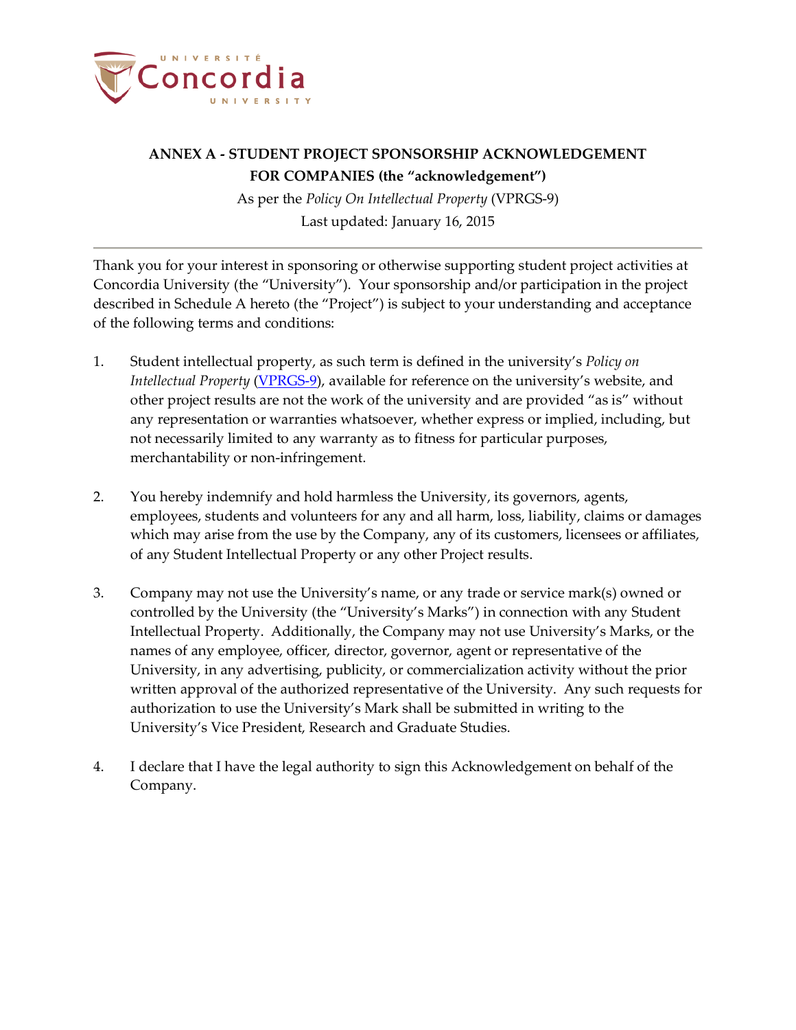**ANNEX A - STUDENT PROJECT SPONSORSHIP ACKNOWLEDGEMENT FOR COMPANIES (the "acknowledgement")**

As per the *Policy On Intellectual Property* (VPRGS-9)

Last updated: January 16, 2015

---

Thank you for your interest in sponsoring or otherwise supporting student project activities at Concordia University (the "University"). Your sponsorship and/or participation in the project described in Schedule A hereto (the "Project") is subject to your understanding and acceptance of the following terms and conditions:

1. Student intellectual property, as such term is defined in the university's *Policy on Intellectual Property* (VPRGS-9), available for reference on the university's website, and other project results are not the work of the university and are provided "as is" without any representation or warranties whatsoever, whether express or implied, including, but not necessarily limited to any warranty as to fitness for particular purposes, merchantability or non-infringement.

2. You hereby indemnify and hold harmless the University, its governors, agents, employees, students and volunteers for any and all harm, loss, liability, claims or damages which may arise from the use by the Company, any of its customers, licensees or affiliates, of any Student Intellectual Property or any other Project results.

3. Company may not use the University's name, or any trade or service mark(s) owned or controlled by the University (the "University's Marks") in connection with any Student Intellectual Property. Additionally, the Company may not use University's Marks, or the names of any employee, officer, director, governor, agent or representative of the University, in any advertising, publicity, or commercialization activity without the prior written approval of the authorized representative of the University. Any such requests for authorization to use the University's Mark shall be submitted in writing to the University's Vice President, Research and Graduate Studies.

4. I declare that I have the legal authority to sign this Acknowledgement on behalf of the Company.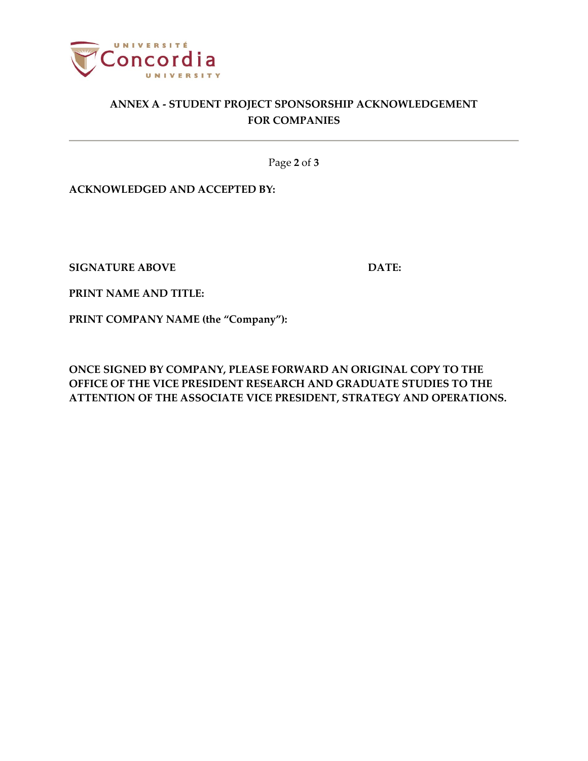## ANNEX A - STUDENT PROJECT SPONSORSHIP ACKNOWLEDGEMENT FOR COMPANIES

**ACKNOWLEDGED AND ACCEPTED BY:**

**SIGNATURE ABOVE** **DATE:**

**PRINT NAME AND TITLE:**

**PRINT COMPANY NAME (the "Company"):**

**ONCE SIGNED BY COMPANY, PLEASE FORWARD AN ORIGINAL COPY TO THE OFFICE OF THE VICE PRESIDENT RESEARCH AND GRADUATE STUDIES TO THE ATTENTION OF THE ASSOCIATE VICE PRESIDENT, STRATEGY AND OPERATIONS.**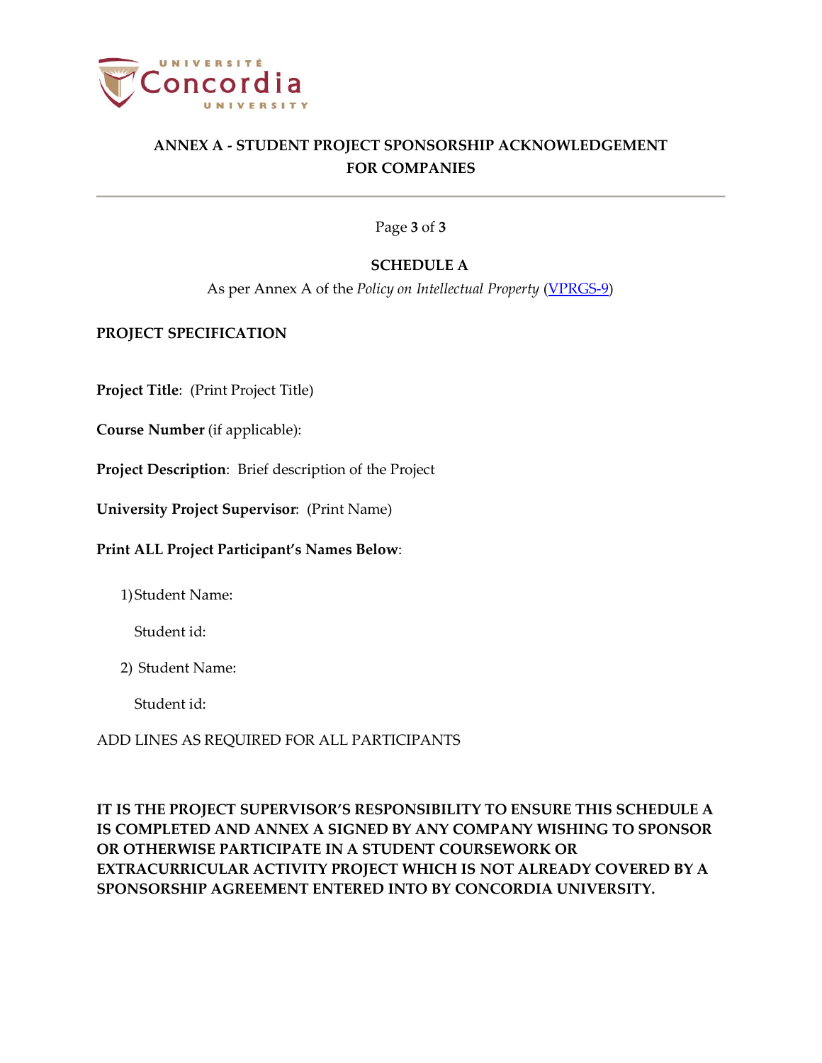## ANNEX A - STUDENT PROJECT SPONSORSHIP ACKNOWLEDGEMENT FOR COMPANIES

### SCHEDULE A

As per Annex A of the *Policy on Intellectual Property* (VPRGS-9)

**PROJECT SPECIFICATION**

**Project Title**: (Print Project Title)

**Course Number** (if applicable):

**Project Description**: Brief description of the Project

**University Project Supervisor**: (Print Name)

**Print ALL Project Participant's Names Below**:

1) Student Name:

   Student id:

2) Student Name:

   Student id:

ADD LINES AS REQUIRED FOR ALL PARTICIPANTS

**IT IS THE PROJECT SUPERVISOR'S RESPONSIBILITY TO ENSURE THIS SCHEDULE A IS COMPLETED AND ANNEX A SIGNED BY ANY COMPANY WISHING TO SPONSOR OR OTHERWISE PARTICIPATE IN A STUDENT COURSEWORK OR EXTRACURRICULAR ACTIVITY PROJECT WHICH IS NOT ALREADY COVERED BY A SPONSORSHIP AGREEMENT ENTERED INTO BY CONCORDIA UNIVERSITY.**